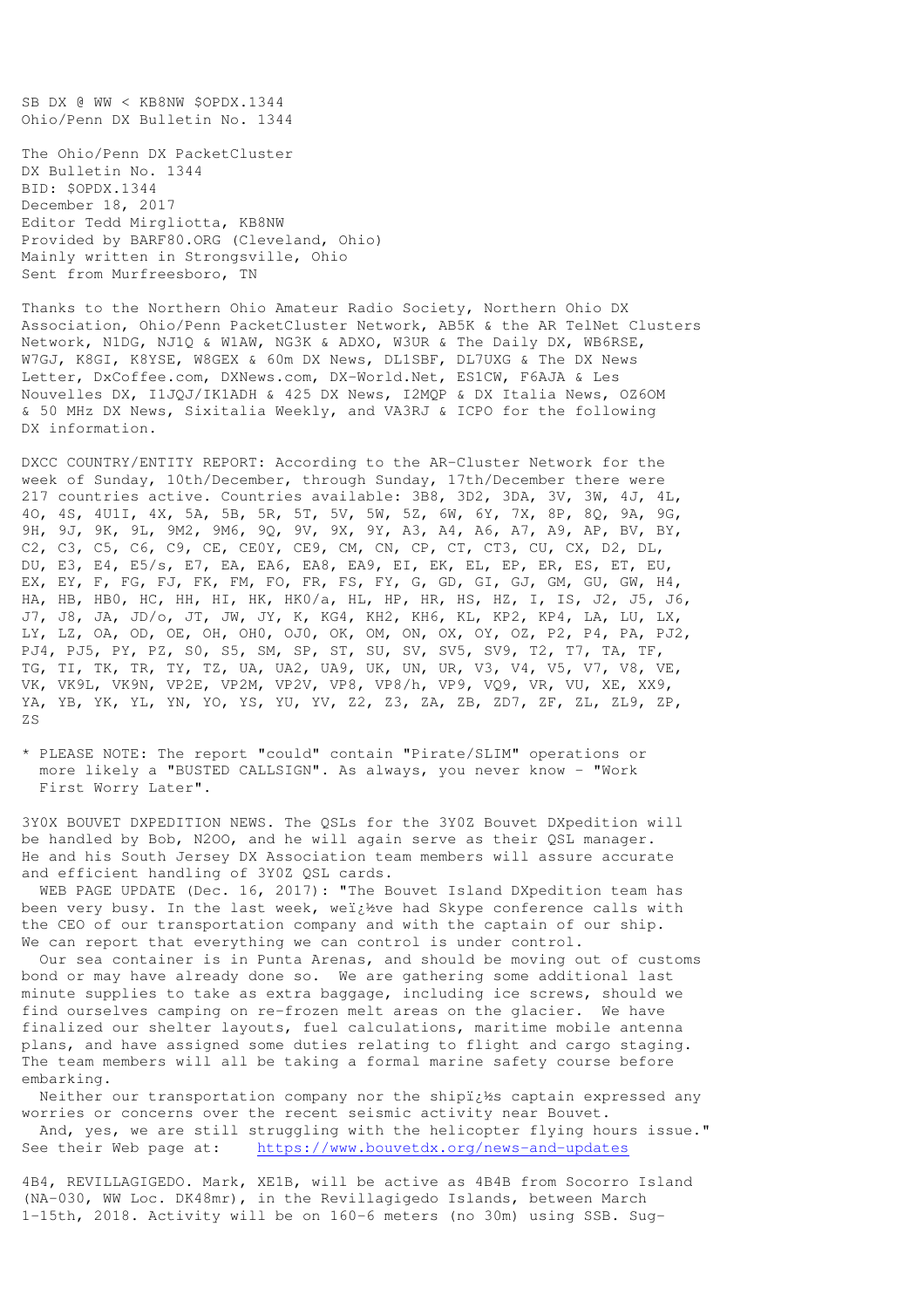SB DX @ WW < KB8NW $OPDX.1344
Ohio/Penn DX Bulletin No. 1344

The Ohio/Penn DX PacketCluster
DX Bulletin No. 1344
BID: $OPDX.1344
December 18, 2017
Editor Tedd Mirgliotta, KB8NW
Provided by BARF80.ORG (Cleveland, Ohio)
Mainly written in Strongsville, Ohio
Sent from Murfreesboro, TN

Thanks to the Northern Ohio Amateur Radio Society, Northern Ohio DX Association, Ohio/Penn PacketCluster Network, AB5K & the AR TelNet Clusters Network, N1DG, NJ1Q & W1AW, NG3K & ADXO, W3UR & The Daily DX, WB6RSE, W7GJ, K8GI, K8YSE, W8GEX & 60m DX News, DL1SBF, DL7UXG & The DX News Letter, DxCoffee.com, DXNews.com, DX-World.Net, ES1CW, F6AJA & Les Nouvelles DX, I1JQJ/IK1ADH & 425 DX News, I2MQP & DX Italia News, OZ6OM & 50 MHz DX News, Sixitalia Weekly, and VA3RJ & ICPO for the following DX information.

DXCC COUNTRY/ENTITY REPORT: According to the AR-Cluster Network for the week of Sunday, 10th/December, through Sunday, 17th/December there were 217 countries active. Countries available: 3B8, 3D2, 3DA, 3V, 3W, 4J, 4L, 4O, 4S, 4U1I, 4X, 5A, 5B, 5R, 5T, 5V, 5W, 5Z, 6W, 6Y, 7X, 8P, 8Q, 9A, 9G, 9H, 9J, 9K, 9L, 9M2, 9M6, 9Q, 9V, 9X, 9Y, A3, A4, A6, A7, A9, AP, BV, BY, C2, C3, C5, C6, C9, CE, CE0Y, CE9, CM, CN, CP, CT, CT3, CU, CX, D2, DL, DU, E3, E4, E5/s, E7, EA, EA6, EA8, EA9, EI, EK, EL, EP, ER, ES, ET, EU, EX, EY, F, FG, FJ, FK, FM, FO, FR, FS, FY, G, GD, GI, GJ, GM, GU, GW, H4, HA, HB, HB0, HC, HH, HI, HK, HK0/a, HL, HP, HR, HS, HZ, I, IS, J2, J5, J6, J7, J8, JA, JD/o, JT, JW, JY, K, KG4, KH2, KH6, KL, KP2, KP4, LA, LU, LX, LY, LZ, OA, OD, OE, OH, OH0, OJ0, OK, OM, ON, OX, OY, OZ, P2, P4, PA, PJ2, PJ4, PJ5, PY, PZ, S0, S5, SM, SP, ST, SU, SV, SV5, SV9, T2, T7, TA, TF, TG, TI, TK, TR, TY, TZ, UA, UA2, UA9, UK, UN, UR, V3, V4, V5, V7, V8, VE, VK, VK9L, VK9N, VP2E, VP2M, VP2V, VP8, VP8/h, VP9, VQ9, VR, VU, XE, XX9, YA, YB, YK, YL, YN, YO, YS, YU, YV, Z2, Z3, ZA, ZB, ZD7, ZF, ZL, ZL9, ZP, ZS

* PLEASE NOTE: The report "could" contain "Pirate/SLIM" operations or more likely a "BUSTED CALLSIGN". As always, you never know - "Work First Worry Later".

3Y0X BOUVET DXPEDITION NEWS. The QSLs for the 3Y0Z Bouvet DXpedition will be handled by Bob, N2OO, and he will again serve as their QSL manager. He and his South Jersey DX Association team members will assure accurate and efficient handling of 3Y0Z QSL cards.
WEB PAGE UPDATE (Dec. 16, 2017): "The Bouvet Island DXpedition team has been very busy. In the last week, weï¿½ve had Skype conference calls with the CEO of our transportation company and with the captain of our ship. We can report that everything we can control is under control.
Our sea container is in Punta Arenas, and should be moving out of customs bond or may have already done so. We are gathering some additional last minute supplies to take as extra baggage, including ice screws, should we find ourselves camping on re-frozen melt areas on the glacier. We have finalized our shelter layouts, fuel calculations, maritime mobile antenna plans, and have assigned some duties relating to flight and cargo staging. The team members will all be taking a formal marine safety course before embarking.
Neither our transportation company nor the shipï¿½s captain expressed any worries or concerns over the recent seismic activity near Bouvet.
And, yes, we are still struggling with the helicopter flying hours issue."
See their Web page at: https://www.bouvetdx.org/news-and-updates

4B4, REVILLAGIGEDO. Mark, XE1B, will be active as 4B4B from Socorro Island (NA-030, WW Loc. DK48mr), in the Revillagigedo Islands, between March 1-15th, 2018. Activity will be on 160-6 meters (no 30m) using SSB. Sug-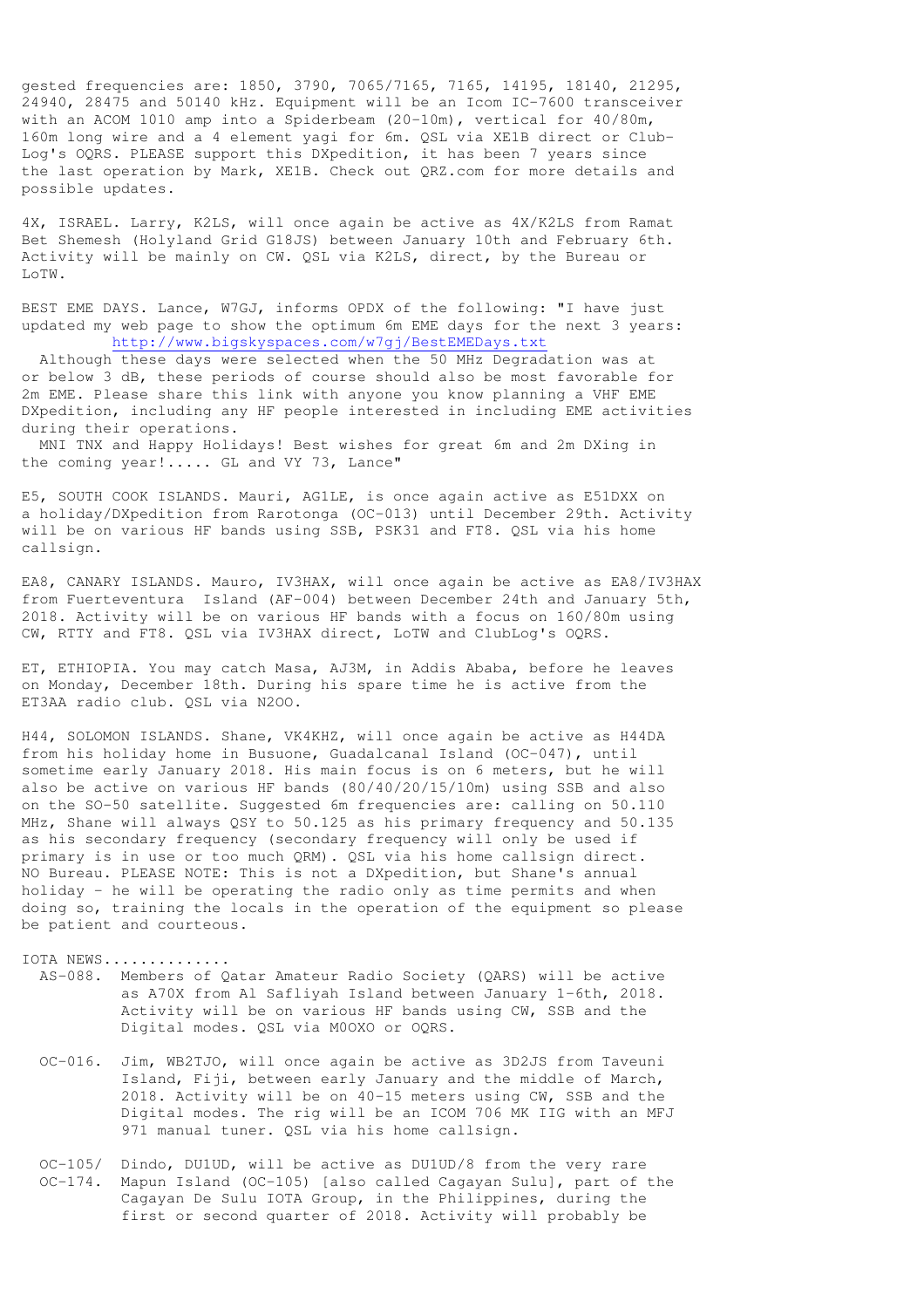gested frequencies are: 1850, 3790, 7065/7165, 7165, 14195, 18140, 21295, 24940, 28475 and 50140 kHz. Equipment will be an Icom IC-7600 transceiver with an ACOM 1010 amp into a Spiderbeam (20-10m), vertical for 40/80m, 160m long wire and a 4 element yagi for 6m. QSL via XE1B direct or Club-Log's OQRS. PLEASE support this DXpedition, it has been 7 years since the last operation by Mark, XE1B. Check out QRZ.com for more details and possible updates.

4X, ISRAEL. Larry, K2LS, will once again be active as 4X/K2LS from Ramat Bet Shemesh (Holyland Grid G18JS) between January 10th and February 6th. Activity will be mainly on CW. QSL via K2LS, direct, by the Bureau or LoTW.

BEST EME DAYS. Lance, W7GJ, informs OPDX of the following: "I have just updated my web page to show the optimum 6m EME days for the next 3 years:
http://www.bigskyspaces.com/w7gj/BestEMEDays.txt
Although these days were selected when the 50 MHz Degradation was at or below 3 dB, these periods of course should also be most favorable for 2m EME. Please share this link with anyone you know planning a VHF EME DXpedition, including any HF people interested in including EME activities during their operations.
MNI TNX and Happy Holidays! Best wishes for great 6m and 2m DXing in the coming year!..... GL and VY 73, Lance"

E5, SOUTH COOK ISLANDS. Mauri, AG1LE, is once again active as E51DXX on a holiday/DXpedition from Rarotonga (OC-013) until December 29th. Activity will be on various HF bands using SSB, PSK31 and FT8. QSL via his home callsign.

EA8, CANARY ISLANDS. Mauro, IV3HAX, will once again be active as EA8/IV3HAX from Fuerteventura Island (AF-004) between December 24th and January 5th, 2018. Activity will be on various HF bands with a focus on 160/80m using CW, RTTY and FT8. QSL via IV3HAX direct, LoTW and ClubLog's OQRS.

ET, ETHIOPIA. You may catch Masa, AJ3M, in Addis Ababa, before he leaves on Monday, December 18th. During his spare time he is active from the ET3AA radio club. QSL via N2OO.

H44, SOLOMON ISLANDS. Shane, VK4KHZ, will once again be active as H44DA from his holiday home in Busuone, Guadalcanal Island (OC-047), until sometime early January 2018. His main focus is on 6 meters, but he will also be active on various HF bands (80/40/20/15/10m) using SSB and also on the SO-50 satellite. Suggested 6m frequencies are: calling on 50.110 MHz, Shane will always QSY to 50.125 as his primary frequency and 50.135 as his secondary frequency (secondary frequency will only be used if primary is in use or too much QRM). QSL via his home callsign direct. NO Bureau. PLEASE NOTE: This is not a DXpedition, but Shane's annual holiday - he will be operating the radio only as time permits and when doing so, training the locals in the operation of the equipment so please be patient and courteous.

IOTA NEWS.............

AS-088. Members of Qatar Amateur Radio Society (QARS) will be active as A70X from Al Safliyah Island between January 1-6th, 2018. Activity will be on various HF bands using CW, SSB and the Digital modes. QSL via M0OXO or OQRS.

OC-016. Jim, WB2TJO, will once again be active as 3D2JS from Taveuni Island, Fiji, between early January and the middle of March, 2018. Activity will be on 40-15 meters using CW, SSB and the Digital modes. The rig will be an ICOM 706 MK IIG with an MFJ 971 manual tuner. QSL via his home callsign.

OC-105/ OC-174. Dindo, DU1UD, will be active as DU1UD/8 from the very rare Mapun Island (OC-105) [also called Cagayan Sulu], part of the Cagayan De Sulu IOTA Group, in the Philippines, during the first or second quarter of 2018. Activity will probably be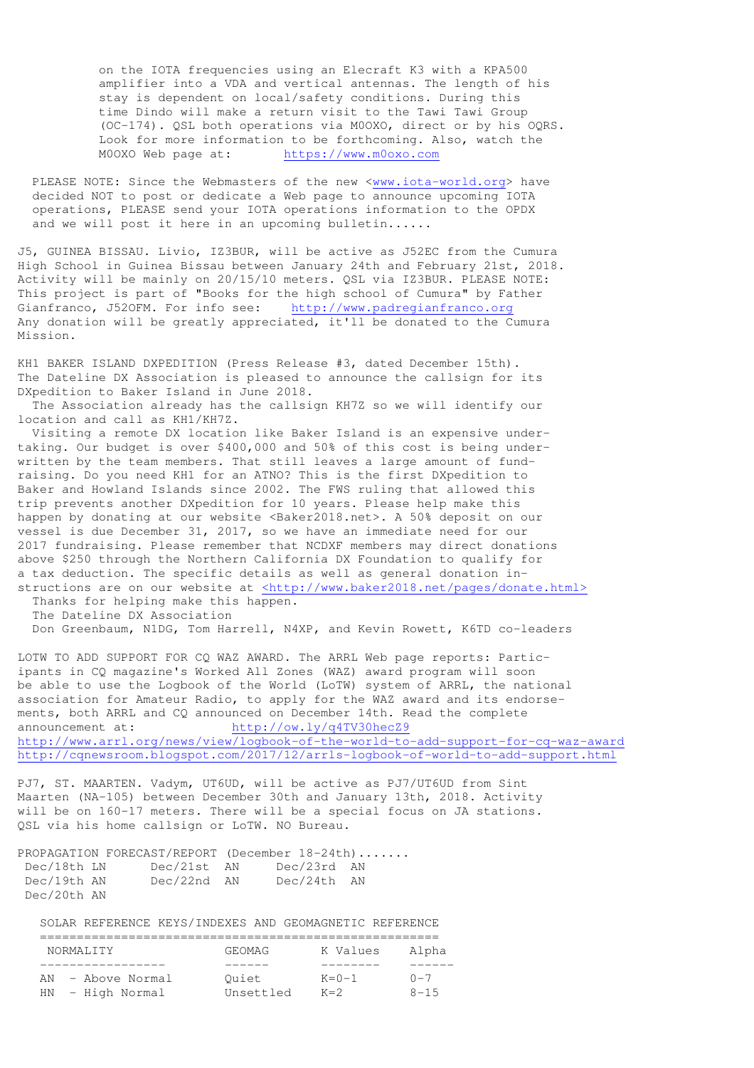on the IOTA frequencies using an Elecraft K3 with a KPA500 amplifier into a VDA and vertical antennas. The length of his stay is dependent on local/safety conditions. During this time Dindo will make a return visit to the Tawi Tawi Group (OC-174). QSL both operations via M0OXO, direct or by his OQRS. Look for more information to be forthcoming. Also, watch the M0OXO Web page at: https://www.m0oxo.com

PLEASE NOTE: Since the Webmasters of the new <www.iota-world.org> have decided NOT to post or dedicate a Web page to announce upcoming IOTA operations, PLEASE send your IOTA operations information to the OPDX and we will post it here in an upcoming bulletin......

J5, GUINEA BISSAU. Livio, IZ3BUR, will be active as J52EC from the Cumura High School in Guinea Bissau between January 24th and February 21st, 2018. Activity will be mainly on 20/15/10 meters. QSL via IZ3BUR. PLEASE NOTE: This project is part of "Books for the high school of Cumura" by Father Gianfranco, J52OFM. For info see: http://www.padregianfranco.org Any donation will be greatly appreciated, it'll be donated to the Cumura Mission.

KH1 BAKER ISLAND DXPEDITION (Press Release #3, dated December 15th). The Dateline DX Association is pleased to announce the callsign for its DXpedition to Baker Island in June 2018.

The Association already has the callsign KH7Z so we will identify our location and call as KH1/KH7Z.

Visiting a remote DX location like Baker Island is an expensive undertaking. Our budget is over $400,000 and 50% of this cost is being underwritten by the team members. That still leaves a large amount of fundraising. Do you need KH1 for an ATNO? This is the first DXpedition to Baker and Howland Islands since 2002. The FWS ruling that allowed this trip prevents another DXpedition for 10 years. Please help make this happen by donating at our website <Baker2018.net>. A 50% deposit on our vessel is due December 31, 2017, so we have an immediate need for our 2017 fundraising. Please remember that NCDXF members may direct donations above $250 through the Northern California DX Foundation to qualify for a tax deduction. The specific details as well as general donation instructions are on our website at <http://www.baker2018.net/pages/donate.html>

Thanks for helping make this happen.
The Dateline DX Association
Don Greenbaum, N1DG, Tom Harrell, N4XP, and Kevin Rowett, K6TD co-leaders

LOTW TO ADD SUPPORT FOR CQ WAZ AWARD. The ARRL Web page reports: Participants in CQ magazine's Worked All Zones (WAZ) award program will soon be able to use the Logbook of the World (LoTW) system of ARRL, the national association for Amateur Radio, to apply for the WAZ award and its endorsements, both ARRL and CQ announced on December 14th. Read the complete announcement at: http://ow.ly/q4TV30hecZ9
http://www.arrl.org/news/view/logbook-of-the-world-to-add-support-for-cq-waz-award
http://cqnewsroom.blogspot.com/2017/12/arrls-logbook-of-world-to-add-support.html

PJ7, ST. MAARTEN. Vadym, UT6UD, will be active as PJ7/UT6UD from Sint Maarten (NA-105) between December 30th and January 13th, 2018. Activity will be on 160-17 meters. There will be a special focus on JA stations. QSL via his home callsign or LoTW. NO Bureau.

PROPAGATION FORECAST/REPORT (December 18-24th).......

```
 Dec/18th LN      Dec/21st  AN     Dec/23rd  AN
 Dec/19th AN      Dec/22nd  AN     Dec/24th  AN
 Dec/20th AN
```

SOLAR REFERENCE KEYS/INDEXES AND GEOMAGNETIC REFERENCE

| NORMALITY | GEOMAG | K Values | Alpha |
|---|---|---|---|
| AN - Above Normal | Quiet | K=0-1 | 0-7 |
| HN - High Normal | Unsettled | K=2 | 8-15 |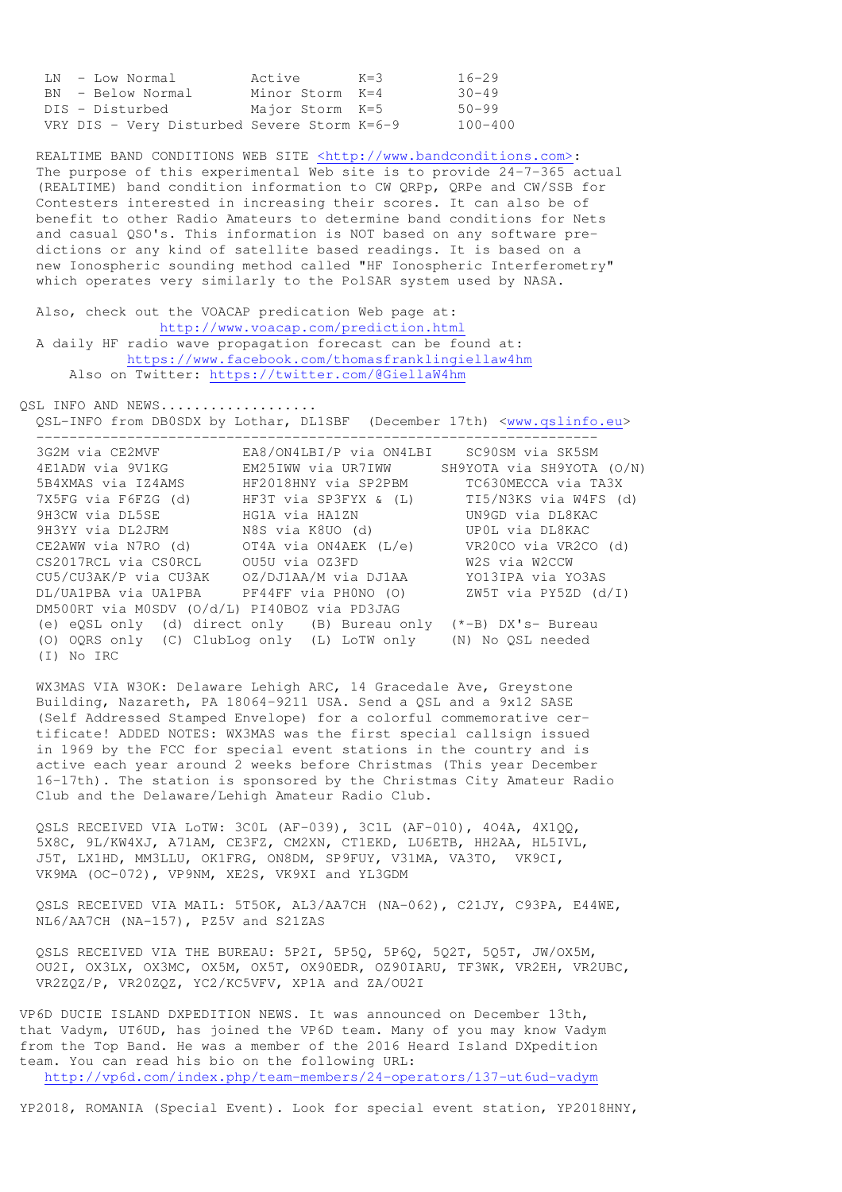| LN - Low Normal | Active | K=3 | 16-29 |
|---|---|---|---|
| BN - Below Normal | Minor Storm | K=4 | 30-49 |
| DIS - Disturbed | Major Storm | K=5 | 50-99 |
| VRY DIS - Very Disturbed | Severe Storm | K=6-9 | 100-400 |

REALTIME BAND CONDITIONS WEB SITE <http://www.bandconditions.com>: The purpose of this experimental Web site is to provide 24-7-365 actual (REALTIME) band condition information to CW QRPp, QRPe and CW/SSB for Contesters interested in increasing their scores. It can also be of benefit to other Radio Amateurs to determine band conditions for Nets and casual QSO's. This information is NOT based on any software predictions or any kind of satellite based readings. It is based on a new Ionospheric sounding method called "HF Ionospheric Interferometry" which operates very similarly to the PolSAR system used by NASA.

Also, check out the VOACAP predication Web page at:
http://www.voacap.com/prediction.html
A daily HF radio wave propagation forecast can be found at:
https://www.facebook.com/thomasfranklingiellaw4hm
Also on Twitter: https://twitter.com/@GiellaW4hm

QSL INFO AND NEWS..................

QSL-INFO from DB0SDX by Lothar, DL1SBF (December 17th) <www.qslinfo.eu>

| | | |
|---|---|---|
| 3G2M via CE2MVF | EA8/ON4LBI/P via ON4LBI | SC90SM via SK5SM |
| 4E1ADW via 9V1KG | EM25IWW via UR7IWW | SH9YOTA via SH9YOTA (O/N) |
| 5B4XMAS via IZ4AMS | HF2018HNY via SP2PBM | TC630MECCA via TA3X |
| 7X5FG via F6FZG (d) | HF3T via SP3FYX & (L) | TI5/N3KS via W4FS (d) |
| 9H3CW via DL5SE | HG1A via HA1ZN | UN9GD via DL8KAC |
| 9H3YY via DL2JRM | N8S via K8UO (d) | UP0L via DL8KAC |
| CE2AWW via N7RO (d) | OT4A via ON4AEK (L/e) | VR20CO via VR2CO (d) |
| CS2017RCL via CS0RCL | OU5U via OZ3FD | W2S via W2CCW |
| CU5/CU3AK/P via CU3AK | OZ/DJ1AA/M via DJ1AA | YO13IPA via YO3AS |
| DL/UA1PBA via UA1PBA | PF44FF via PH0NO (O) | ZW5T via PY5ZD (d/I) |
| DM500RT via M0SDV (O/d/L) | PI40BOZ via PD3JAG | |

(e) eQSL only (d) direct only (B) Bureau only (*-B) DX's- Bureau
(O) OQRS only (C) ClubLog only (L) LoTW only (N) No QSL needed
(I) No IRC

WX3MAS VIA W3OK: Delaware Lehigh ARC, 14 Gracedale Ave, Greystone Building, Nazareth, PA 18064-9211 USA. Send a QSL and a 9x12 SASE (Self Addressed Stamped Envelope) for a colorful commemorative certificate! ADDED NOTES: WX3MAS was the first special callsign issued in 1969 by the FCC for special event stations in the country and is active each year around 2 weeks before Christmas (This year December 16-17th). The station is sponsored by the Christmas City Amateur Radio Club and the Delaware/Lehigh Amateur Radio Club.

QSLS RECEIVED VIA LoTW: 3C0L (AF-039), 3C1L (AF-010), 4O4A, 4X1QQ, 5X8C, 9L/KW4XJ, A71AM, CE3FZ, CM2XN, CT1EKD, LU6ETB, HH2AA, HL5IVL, J5T, LX1HD, MM3LLU, OK1FRG, ON8DM, SP9FUY, V31MA, VA3TO, VK9CI, VK9MA (OC-072), VP9NM, XE2S, VK9XI and YL3GDM

QSLS RECEIVED VIA MAIL: 5T5OK, AL3/AA7CH (NA-062), C21JY, C93PA, E44WE, NL6/AA7CH (NA-157), PZ5V and S21ZAS

QSLS RECEIVED VIA THE BUREAU: 5P2I, 5P5Q, 5P6Q, 5Q2T, 5Q5T, JW/OX5M, OU2I, OX3LX, OX3MC, OX5M, OX5T, OX90EDR, OZ90IARU, TF3WK, VR2EH, VR2UBC, VR2ZQZ/P, VR20ZQZ, YC2/KC5VFV, XP1A and ZA/OU2I

VP6D DUCIE ISLAND DXPEDITION NEWS. It was announced on December 13th, that Vadym, UT6UD, has joined the VP6D team. Many of you may know Vadym from the Top Band. He was a member of the 2016 Heard Island DXpedition team. You can read his bio on the following URL:
http://vp6d.com/index.php/team-members/24-operators/137-ut6ud-vadym

YP2018, ROMANIA (Special Event). Look for special event station, YP2018HNY,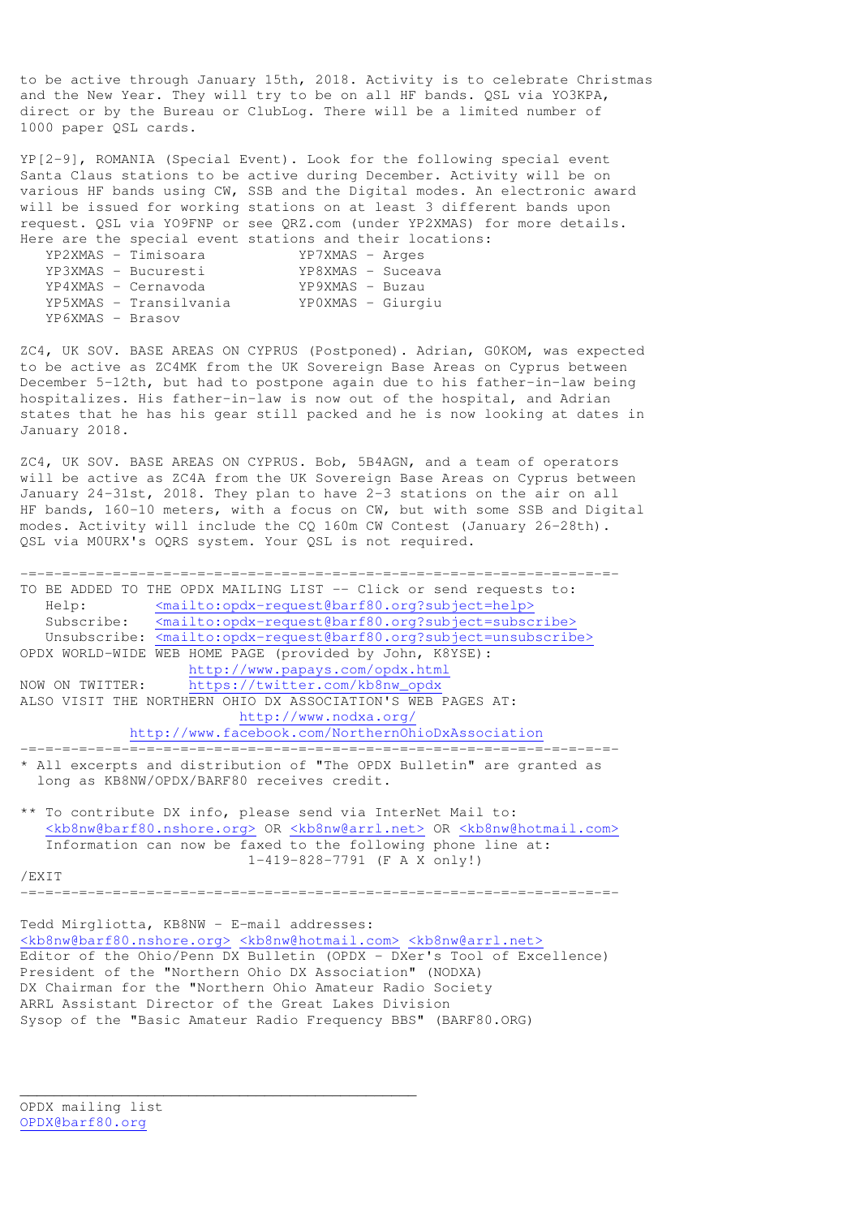to be active through January 15th, 2018. Activity is to celebrate Christmas and the New Year. They will try to be on all HF bands. QSL via YO3KPA, direct or by the Bureau or ClubLog. There will be a limited number of 1000 paper QSL cards.

YP[2-9], ROMANIA (Special Event). Look for the following special event Santa Claus stations to be active during December. Activity will be on various HF bands using CW, SSB and the Digital modes. An electronic award will be issued for working stations on at least 3 different bands upon request. QSL via YO9FNP or see QRZ.com (under YP2XMAS) for more details. Here are the special event stations and their locations:

```
   YP2XMAS - Timisoara          YP7XMAS - Arges
   YP3XMAS - Bucuresti          YP8XMAS - Suceava
   YP4XMAS - Cernavoda          YP9XMAS - Buzau
   YP5XMAS - Transilvania       YP0XMAS - Giurgiu
   YP6XMAS - Brasov
```

ZC4, UK SOV. BASE AREAS ON CYPRUS (Postponed). Adrian, G0KOM, was expected to be active as ZC4MK from the UK Sovereign Base Areas on Cyprus between December 5-12th, but had to postpone again due to his father-in-law being hospitalizes. His father-in-law is now out of the hospital, and Adrian states that he has his gear still packed and he is now looking at dates in January 2018.

ZC4, UK SOV. BASE AREAS ON CYPRUS. Bob, 5B4AGN, and a team of operators will be active as ZC4A from the UK Sovereign Base Areas on Cyprus between January 24-31st, 2018. They plan to have 2-3 stations on the air on all HF bands, 160-10 meters, with a focus on CW, but with some SSB and Digital modes. Activity will include the CQ 160m CW Contest (January 26-28th). QSL via M0URX's OQRS system. Your QSL is not required.

-=-=-=-=-=-=-=-=-=-=-=-=-=-=-=-=-=-=-=-=-=-=-=-=-=-=-=-=-=-=-=-=-=-=-=-=-=-

TO BE ADDED TO THE OPDX MAILING LIST -- Click or send requests to:
   Help:        <mailto:opdx-request@barf80.org?subject=help>
   Subscribe:   <mailto:opdx-request@barf80.org?subject=subscribe>
   Unsubscribe: <mailto:opdx-request@barf80.org?subject=unsubscribe>
OPDX WORLD-WIDE WEB HOME PAGE (provided by John, K8YSE):
                http://www.papays.com/opdx.html
NOW ON TWITTER:     https://twitter.com/kb8nw_opdx
ALSO VISIT THE NORTHERN OHIO DX ASSOCIATION'S WEB PAGES AT:
                http://www.nodxa.org/
          http://www.facebook.com/NorthernOhioDxAssociation

-=-=-=-=-=-=-=-=-=-=-=-=-=-=-=-=-=-=-=-=-=-=-=-=-=-=-=-=-=-=-=-=-=-=-=-=-=-

* All excerpts and distribution of "The OPDX Bulletin" are granted as long as KB8NW/OPDX/BARF80 receives credit.

** To contribute DX info, please send via InterNet Mail to:
   <kb8nw@barf80.nshore.org> OR <kb8nw@arrl.net> OR <kb8nw@hotmail.com>
   Information can now be faxed to the following phone line at:
                    1-419-828-7791 (F A X only!)

/EXIT

-=-=-=-=-=-=-=-=-=-=-=-=-=-=-=-=-=-=-=-=-=-=-=-=-=-=-=-=-=-=-=-=-=-=-=-=-=-

Tedd Mirgliotta, KB8NW - E-mail addresses:
<kb8nw@barf80.nshore.org> <kb8nw@hotmail.com> <kb8nw@arrl.net>
Editor of the Ohio/Penn DX Bulletin (OPDX - DXer's Tool of Excellence)
President of the "Northern Ohio DX Association" (NODXA)
DX Chairman for the "Northern Ohio Amateur Radio Society
ARRL Assistant Director of the Great Lakes Division
Sysop of the "Basic Amateur Radio Frequency BBS" (BARF80.ORG)

---

OPDX mailing list
OPDX@barf80.org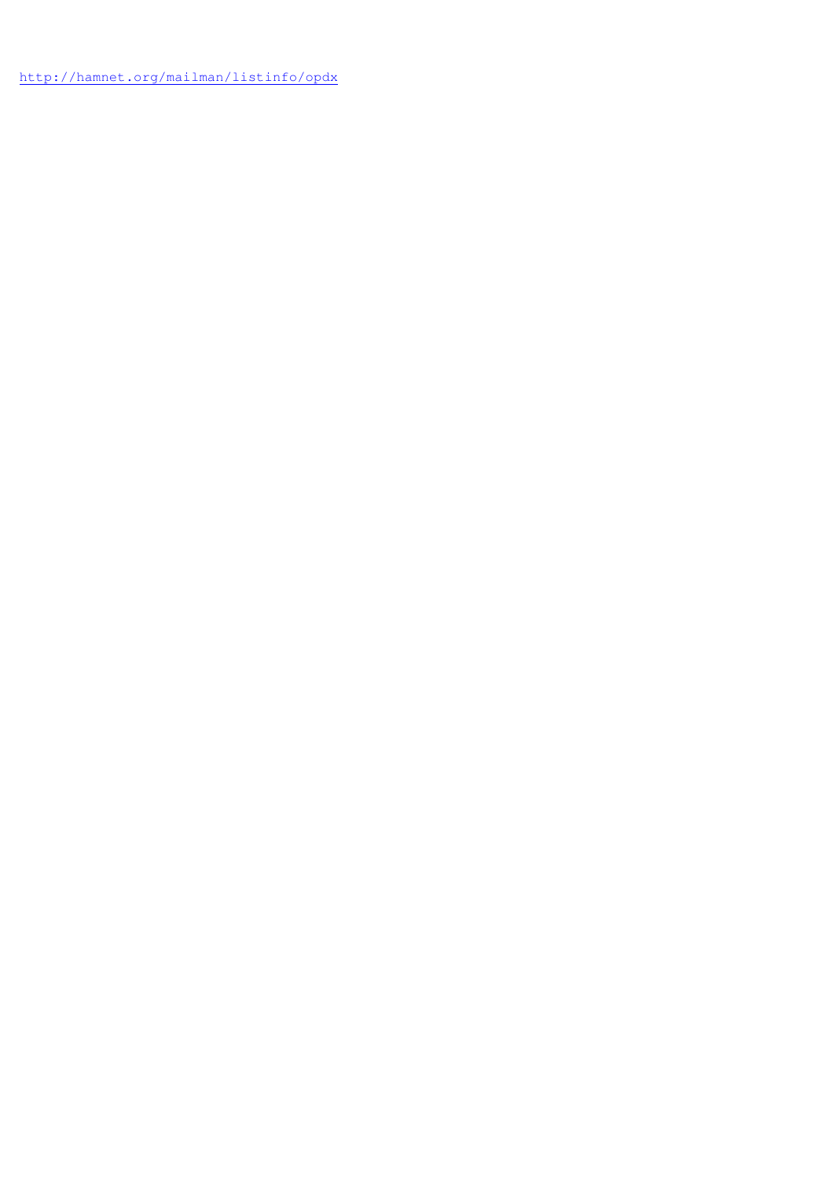http://hamnet.org/mailman/listinfo/opdx